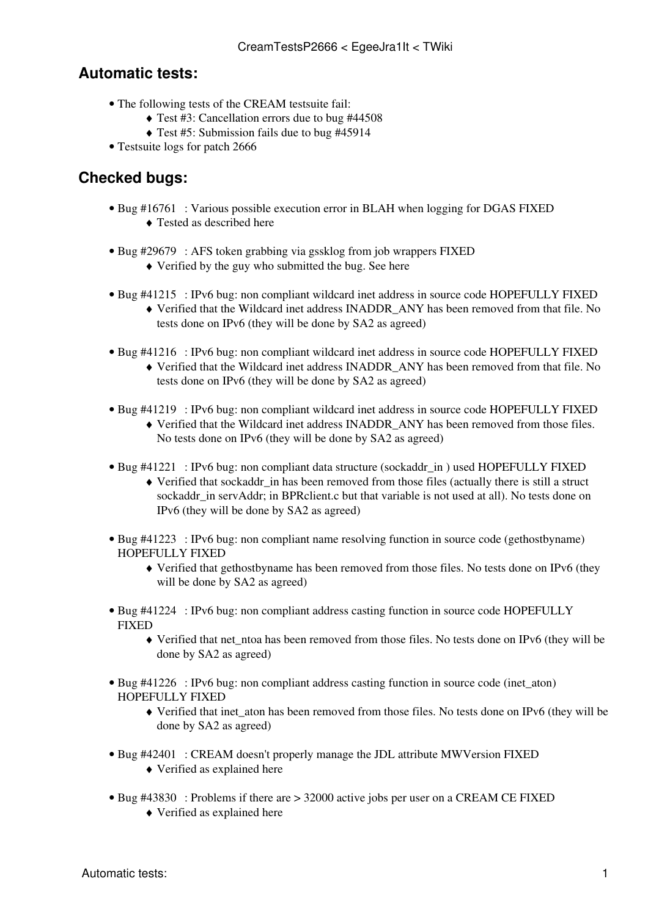## Automatic tests:

- The following tests of the CREAM testsuite fail:
    - Test #3: Cancellation errors due to bug #44508
    - Test #5: Submission fails due to bug #45914
- Testsuite logs for patch 2666

## Checked bugs:

- Bug #16761 : Various possible execution error in BLAH when logging for DGAS FIXED
    - Tested as described here

- Bug #29679 : AFS token grabbing via gssklog from job wrappers FIXED
    - Verified by the guy who submitted the bug. See here

- Bug #41215 : IPv6 bug: non compliant wildcard inet address in source code HOPEFULLY FIXED
    - Verified that the Wildcard inet address INADDR_ANY has been removed from that file. No tests done on IPv6 (they will be done by SA2 as agreed)

- Bug #41216 : IPv6 bug: non compliant wildcard inet address in source code HOPEFULLY FIXED
    - Verified that the Wildcard inet address INADDR_ANY has been removed from that file. No tests done on IPv6 (they will be done by SA2 as agreed)

- Bug #41219 : IPv6 bug: non compliant wildcard inet address in source code HOPEFULLY FIXED
    - Verified that the Wildcard inet address INADDR_ANY has been removed from those files. No tests done on IPv6 (they will be done by SA2 as agreed)

- Bug #41221 : IPv6 bug: non compliant data structure (sockaddr_in ) used HOPEFULLY FIXED
    - Verified that sockaddr_in has been removed from those files (actually there is still a struct sockaddr_in servAddr; in BPRclient.c but that variable is not used at all). No tests done on IPv6 (they will be done by SA2 as agreed)

- Bug #41223 : IPv6 bug: non compliant name resolving function in source code (gethostbyname) HOPEFULLY FIXED
    - Verified that gethostbyname has been removed from those files. No tests done on IPv6 (they will be done by SA2 as agreed)

- Bug #41224 : IPv6 bug: non compliant address casting function in source code HOPEFULLY FIXED
    - Verified that net_ntoa has been removed from those files. No tests done on IPv6 (they will be done by SA2 as agreed)

- Bug #41226 : IPv6 bug: non compliant address casting function in source code (inet_aton) HOPEFULLY FIXED
    - Verified that inet_aton has been removed from those files. No tests done on IPv6 (they will be done by SA2 as agreed)

- Bug #42401 : CREAM doesn't properly manage the JDL attribute MWVersion FIXED
    - Verified as explained here

- Bug #43830 : Problems if there are > 32000 active jobs per user on a CREAM CE FIXED
    - Verified as explained here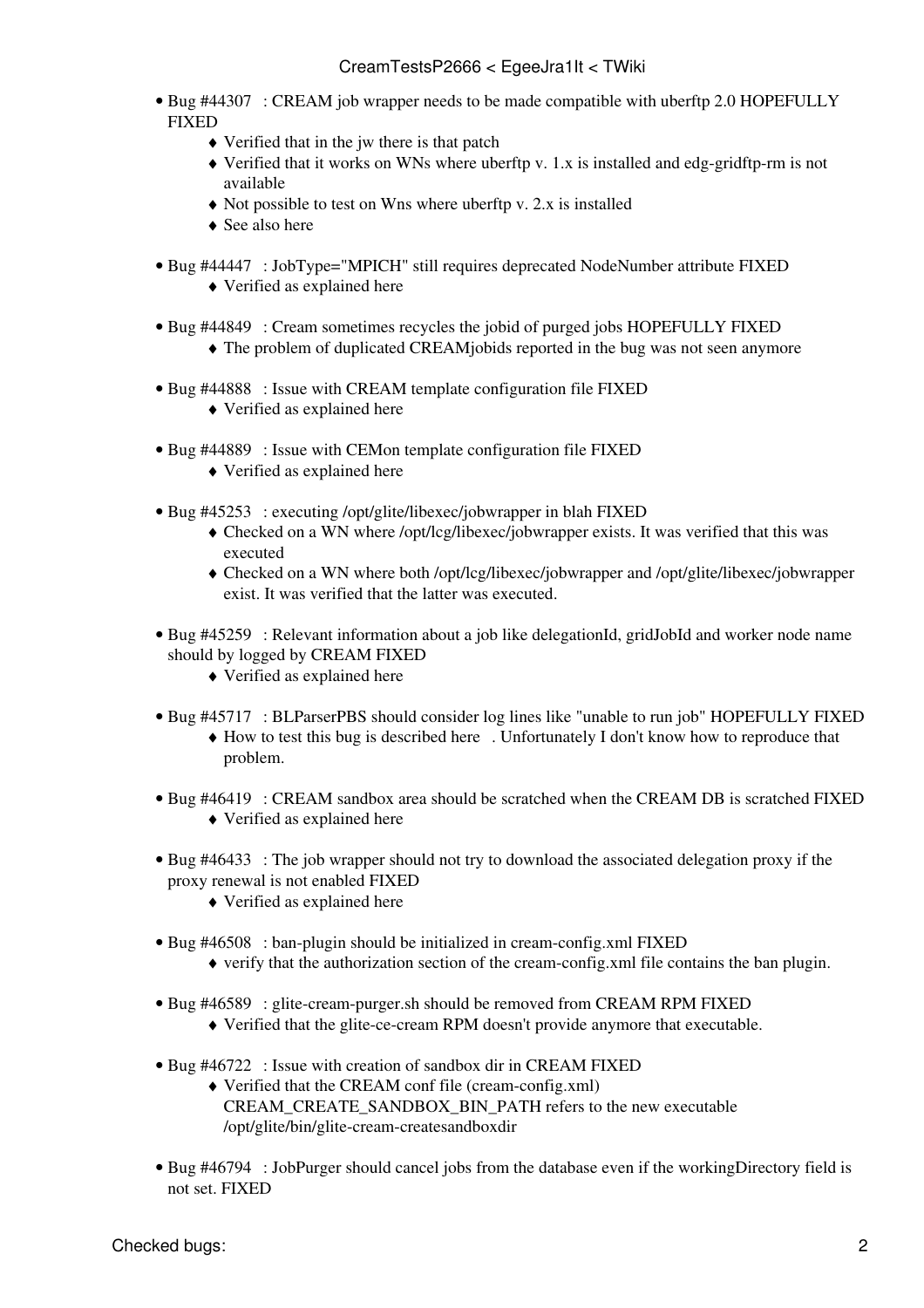- Bug #44307 : CREAM job wrapper needs to be made compatible with uberftp 2.0 HOPEFULLY FIXED
    - Verified that in the jw there is that patch
    - Verified that it works on WNs where uberftp v. 1.x is installed and edg-gridftp-rm is not available
    - Not possible to test on Wns where uberftp v. 2.x is installed
    - See also here
- Bug #44447 : JobType="MPICH" still requires deprecated NodeNumber attribute FIXED
    - Verified as explained here
- Bug #44849 : Cream sometimes recycles the jobid of purged jobs HOPEFULLY FIXED
    - The problem of duplicated CREAMjobids reported in the bug was not seen anymore
- Bug #44888 : Issue with CREAM template configuration file FIXED
    - Verified as explained here
- Bug #44889 : Issue with CEMon template configuration file FIXED
    - Verified as explained here
- Bug #45253 : executing /opt/glite/libexec/jobwrapper in blah FIXED
    - Checked on a WN where /opt/lcg/libexec/jobwrapper exists. It was verified that this was executed
    - Checked on a WN where both /opt/lcg/libexec/jobwrapper and /opt/glite/libexec/jobwrapper exist. It was verified that the latter was executed.
- Bug #45259 : Relevant information about a job like delegationId, gridJobId and worker node name should by logged by CREAM FIXED
    - Verified as explained here
- Bug #45717 : BLParserPBS should consider log lines like "unable to run job" HOPEFULLY FIXED
    - How to test this bug is described here . Unfortunately I don't know how to reproduce that problem.
- Bug #46419 : CREAM sandbox area should be scratched when the CREAM DB is scratched FIXED
    - Verified as explained here
- Bug #46433 : The job wrapper should not try to download the associated delegation proxy if the proxy renewal is not enabled FIXED
    - Verified as explained here
- Bug #46508 : ban-plugin should be initialized in cream-config.xml FIXED
    - verify that the authorization section of the cream-config.xml file contains the ban plugin.
- Bug #46589 : glite-cream-purger.sh should be removed from CREAM RPM FIXED
    - Verified that the glite-ce-cream RPM doesn't provide anymore that executable.
- Bug #46722 : Issue with creation of sandbox dir in CREAM FIXED
    - Verified that the CREAM conf file (cream-config.xml) CREAM_CREATE_SANDBOX_BIN_PATH refers to the new executable /opt/glite/bin/glite-cream-createsandboxdir
- Bug #46794 : JobPurger should cancel jobs from the database even if the workingDirectory field is not set. FIXED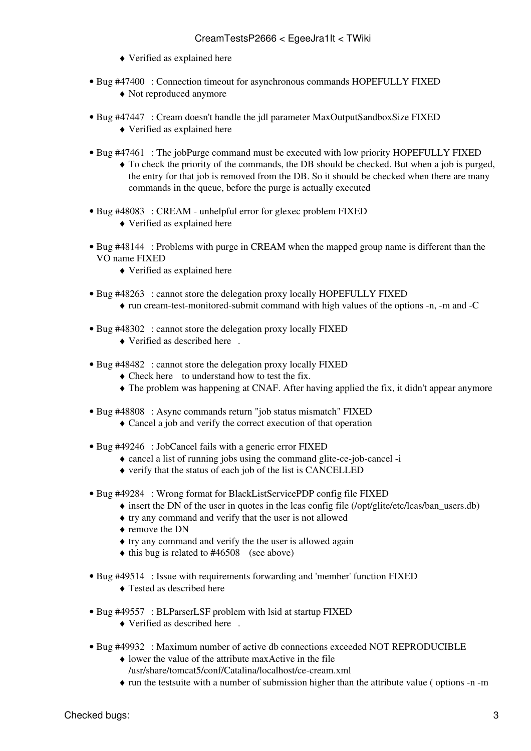- Verified as explained here

- Bug #47400 : Connection timeout for asynchronous commands HOPEFULLY FIXED
    - Not reproduced anymore

- Bug #47447 : Cream doesn't handle the jdl parameter MaxOutputSandboxSize FIXED
    - Verified as explained here

- Bug #47461 : The jobPurge command must be executed with low priority HOPEFULLY FIXED
    - To check the priority of the commands, the DB should be checked. But when a job is purged, the entry for that job is removed from the DB. So it should be checked when there are many commands in the queue, before the purge is actually executed

- Bug #48083 : CREAM - unhelpful error for glexec problem FIXED
    - Verified as explained here

- Bug #48144 : Problems with purge in CREAM when the mapped group name is different than the VO name FIXED
    - Verified as explained here

- Bug #48263 : cannot store the delegation proxy locally HOPEFULLY FIXED
    - run cream-test-monitored-submit command with high values of the options -n, -m and -C

- Bug #48302 : cannot store the delegation proxy locally FIXED
    - Verified as described here .

- Bug #48482 : cannot store the delegation proxy locally FIXED
    - Check here to understand how to test the fix.
    - The problem was happening at CNAF. After having applied the fix, it didn't appear anymore

- Bug #48808 : Async commands return "job status mismatch" FIXED
    - Cancel a job and verify the correct execution of that operation

- Bug #49246 : JobCancel fails with a generic error FIXED
    - cancel a list of running jobs using the command glite-ce-job-cancel -i
    - verify that the status of each job of the list is CANCELLED

- Bug #49284 : Wrong format for BlackListServicePDP config file FIXED
    - insert the DN of the user in quotes in the lcas config file (/opt/glite/etc/lcas/ban_users.db)
    - try any command and verify that the user is not allowed
    - remove the DN
    - try any command and verify the the user is allowed again
    - this bug is related to #46508 (see above)

- Bug #49514 : Issue with requirements forwarding and 'member' function FIXED
    - Tested as described here

- Bug #49557 : BLParserLSF problem with lsid at startup FIXED
    - Verified as described here .

- Bug #49932 : Maximum number of active db connections exceeded NOT REPRODUCIBLE
    - lower the value of the attribute maxActive in the file /usr/share/tomcat5/conf/Catalina/localhost/ce-cream.xml
    - run the testsuite with a number of submission higher than the attribute value ( options -n -m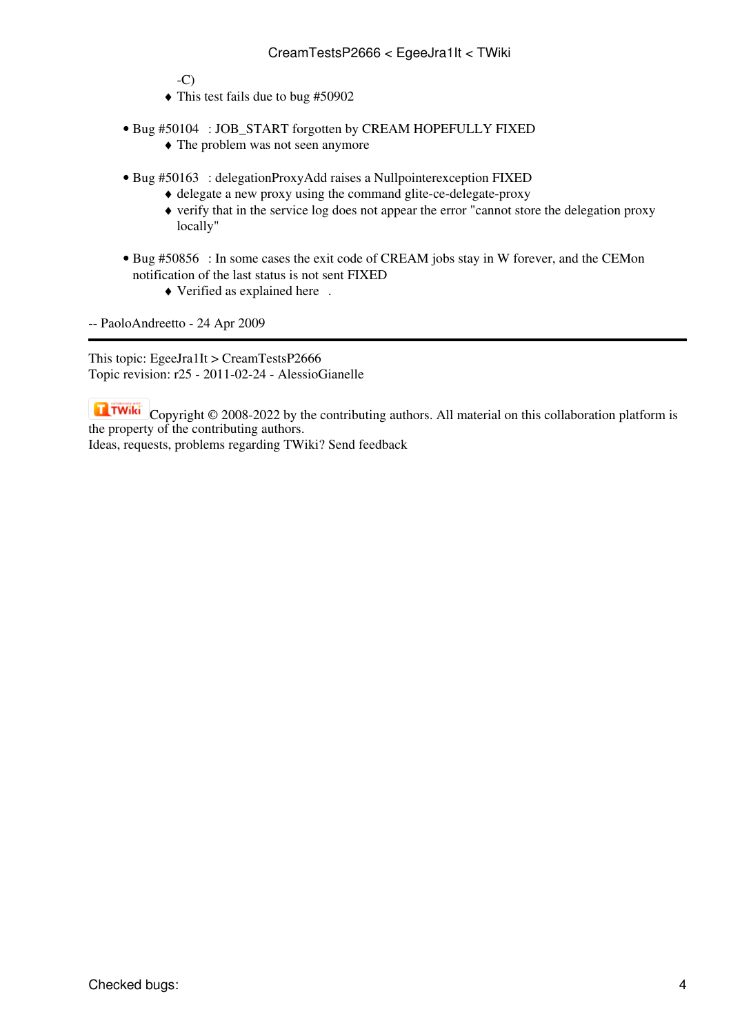-C)
    - This test fails due to bug #50902

- Bug #50104 : JOB_START forgotten by CREAM HOPEFULLY FIXED
    - The problem was not seen anymore

- Bug #50163 : delegationProxyAdd raises a Nullpointerexception FIXED
    - delegate a new proxy using the command glite-ce-delegate-proxy
    - verify that in the service log does not appear the error "cannot store the delegation proxy locally"

- Bug #50856 : In some cases the exit code of CREAM jobs stay in W forever, and the CEMon notification of the last status is not sent FIXED
    - Verified as explained here .

-- PaoloAndreetto - 24 Apr 2009

---

This topic: EgeeJra1It > CreamTestsP2666
Topic revision: r25 - 2011-02-24 - AlessioGianelle

Copyright © 2008-2022 by the contributing authors. All material on this collaboration platform is the property of the contributing authors.
Ideas, requests, problems regarding TWiki? Send feedback